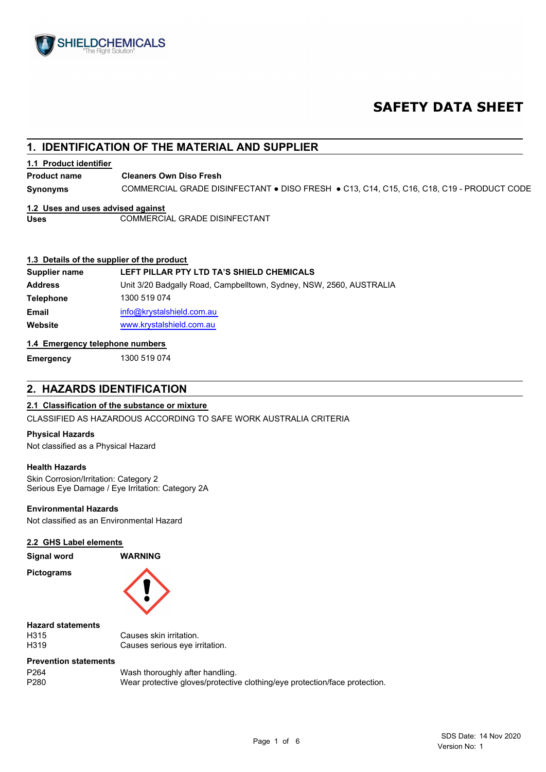SHIELDCHEMICALS
"The Right Solution"

# SAFETY DATA SHEET

## 1. IDENTIFICATION OF THE MATERIAL AND SUPPLIER

### 1.1 Product identifier

| | |
|---|---|
| **Product name** | **Cleaners Own Diso Fresh** |
| **Synonyms** | COMMERCIAL GRADE DISINFECTANT ● DISO FRESH ● C13, C14, C15, C16, C18, C19 - PRODUCT CODE |

### 1.2 Uses and uses advised against

| | |
|---|---|
| **Uses** | COMMERCIAL GRADE DISINFECTANT |

### 1.3 Details of the supplier of the product

| | |
|---|---|
| **Supplier name** | **LEFT PILLAR PTY LTD TA'S SHIELD CHEMICALS** |
| **Address** | Unit 3/20 Badgally Road, Campbelltown, Sydney, NSW, 2560, AUSTRALIA |
| **Telephone** | 1300 519 074 |
| **Email** | info@krystalshield.com.au |
| **Website** | www.krystalshield.com.au |

### 1.4 Emergency telephone numbers

| | |
|---|---|
| **Emergency** | 1300 519 074 |

## 2. HAZARDS IDENTIFICATION

### 2.1 Classification of the substance or mixture

CLASSIFIED AS HAZARDOUS ACCORDING TO SAFE WORK AUSTRALIA CRITERIA

**Physical Hazards**

Not classified as a Physical Hazard

**Health Hazards**

Skin Corrosion/Irritation: Category 2
Serious Eye Damage / Eye Irritation: Category 2A

**Environmental Hazards**

Not classified as an Environmental Hazard

### 2.2 GHS Label elements

| | |
|---|---|
| **Signal word** | **WARNING** |
| **Pictograms** | |

**Hazard statements**

| | |
|---|---|
| H315 | Causes skin irritation. |
| H319 | Causes serious eye irritation. |

**Prevention statements**

| | |
|---|---|
| P264 | Wash thoroughly after handling. |
| P280 | Wear protective gloves/protective clothing/eye protection/face protection. |

SDS Date: 14 Nov 2020
Version No: 1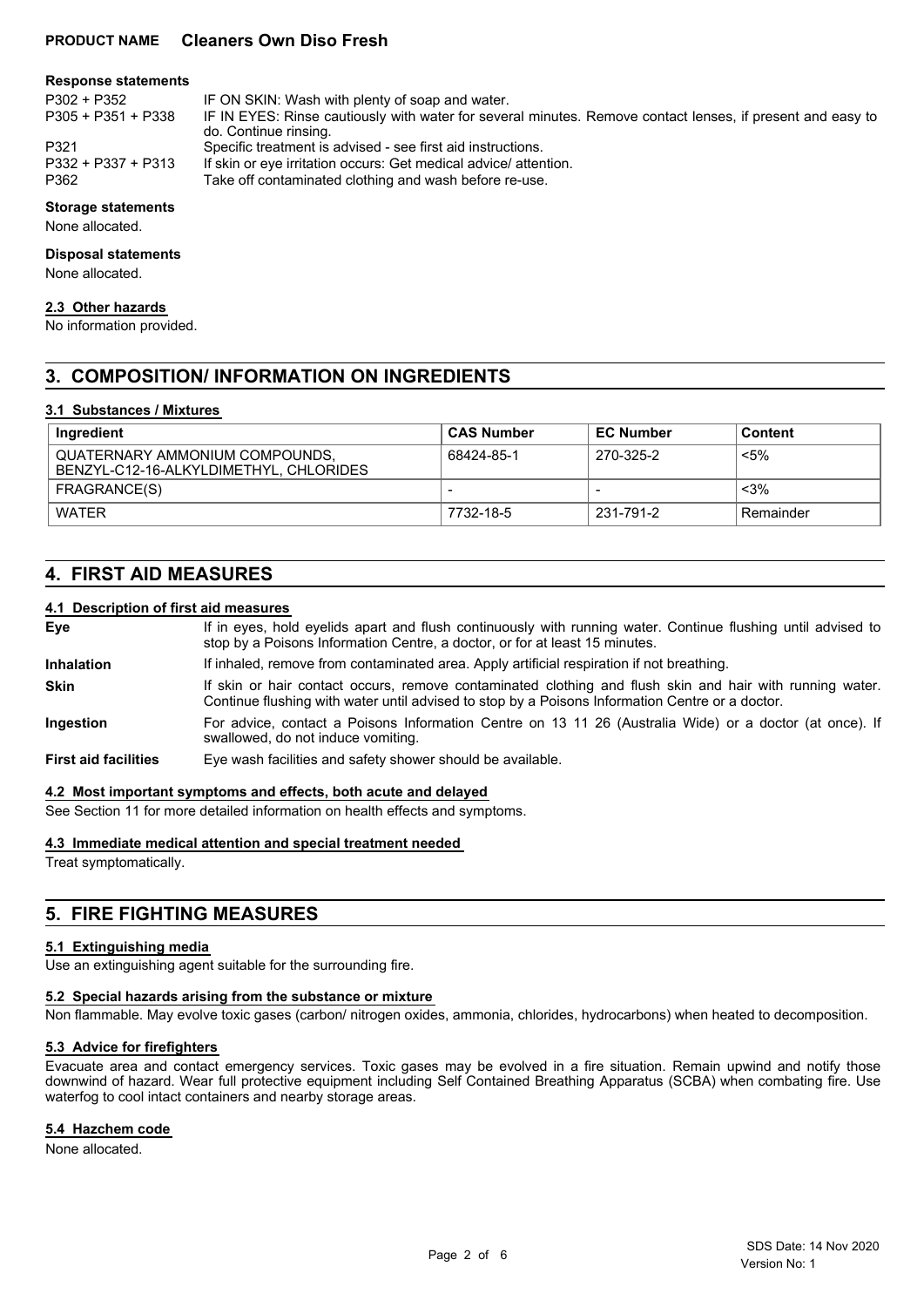#### Response statements

| | |
|---|---|
| P302 + P352 | IF ON SKIN: Wash with plenty of soap and water. |
| P305 + P351 + P338 | IF IN EYES: Rinse cautiously with water for several minutes. Remove contact lenses, if present and easy to do. Continue rinsing. |
| P321 | Specific treatment is advised - see first aid instructions. |
| P332 + P337 + P313 | If skin or eye irritation occurs: Get medical advice/ attention. |
| P362 | Take off contaminated clothing and wash before re-use. |

#### Storage statements

None allocated.

#### Disposal statements

None allocated.

### 2.3 Other hazards

No information provided.

## 3. COMPOSITION/ INFORMATION ON INGREDIENTS

### 3.1 Substances / Mixtures

| Ingredient | CAS Number | EC Number | Content |
|---|---|---|---|
| QUATERNARY AMMONIUM COMPOUNDS, BENZYL-C12-16-ALKYLDIMETHYL, CHLORIDES | 68424-85-1 | 270-325-2 | <5% |
| FRAGRANCE(S) | - | - | <3% |
| WATER | 7732-18-5 | 231-791-2 | Remainder |

## 4. FIRST AID MEASURES

### 4.1 Description of first aid measures

**Eye** — If in eyes, hold eyelids apart and flush continuously with running water. Continue flushing until advised to stop by a Poisons Information Centre, a doctor, or for at least 15 minutes.

**Inhalation** — If inhaled, remove from contaminated area. Apply artificial respiration if not breathing.

**Skin** — If skin or hair contact occurs, remove contaminated clothing and flush skin and hair with running water. Continue flushing with water until advised to stop by a Poisons Information Centre or a doctor.

**Ingestion** — For advice, contact a Poisons Information Centre on 13 11 26 (Australia Wide) or a doctor (at once). If swallowed, do not induce vomiting.

**First aid facilities** — Eye wash facilities and safety shower should be available.

### 4.2 Most important symptoms and effects, both acute and delayed

See Section 11 for more detailed information on health effects and symptoms.

### 4.3 Immediate medical attention and special treatment needed

Treat symptomatically.

## 5. FIRE FIGHTING MEASURES

### 5.1 Extinguishing media

Use an extinguishing agent suitable for the surrounding fire.

### 5.2 Special hazards arising from the substance or mixture

Non flammable. May evolve toxic gases (carbon/ nitrogen oxides, ammonia, chlorides, hydrocarbons) when heated to decomposition.

### 5.3 Advice for firefighters

Evacuate area and contact emergency services. Toxic gases may be evolved in a fire situation. Remain upwind and notify those downwind of hazard. Wear full protective equipment including Self Contained Breathing Apparatus (SCBA) when combating fire. Use waterfog to cool intact containers and nearby storage areas.

### 5.4 Hazchem code

None allocated.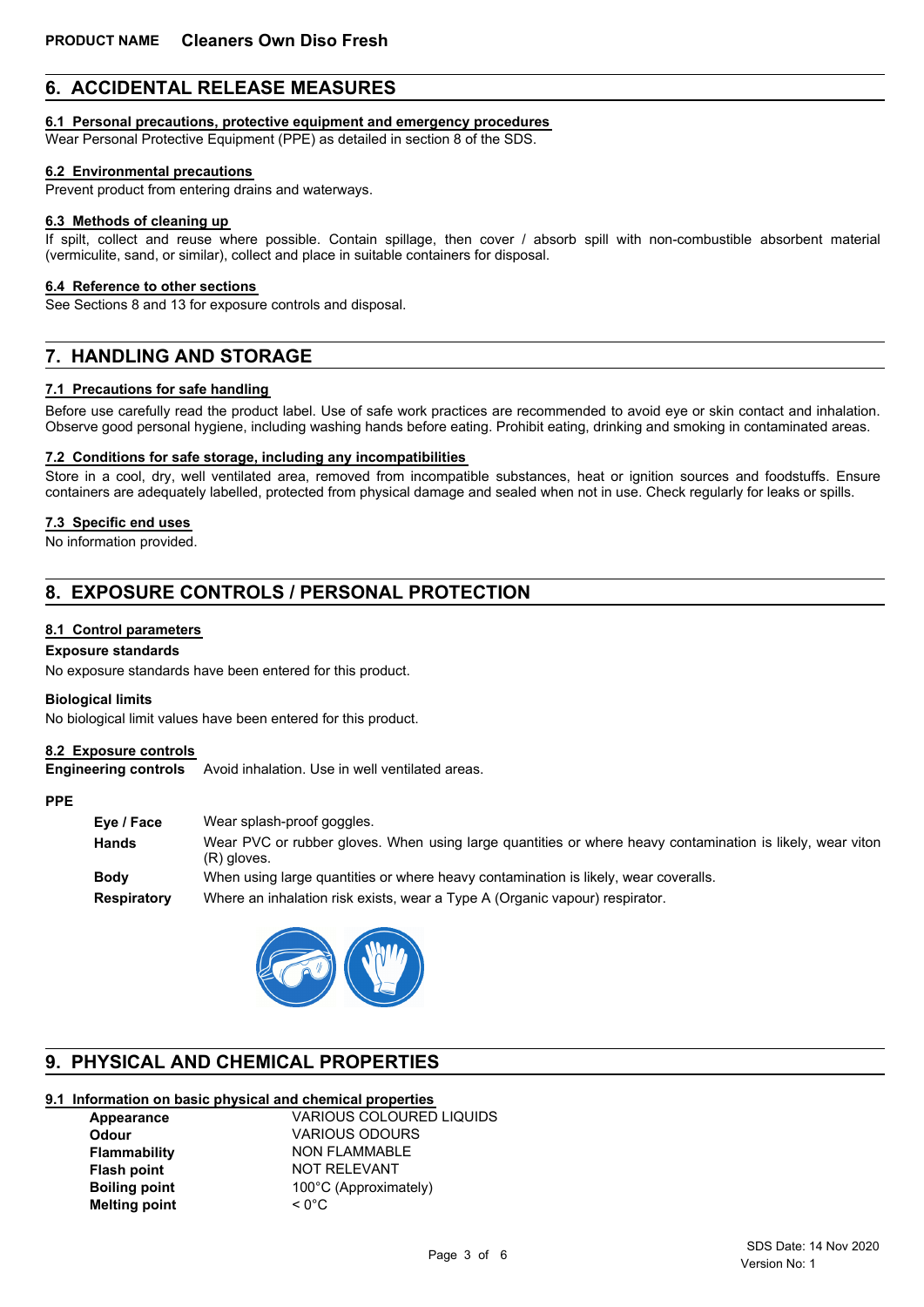## 6. ACCIDENTAL RELEASE MEASURES

### 6.1 Personal precautions, protective equipment and emergency procedures

Wear Personal Protective Equipment (PPE) as detailed in section 8 of the SDS.

### 6.2 Environmental precautions

Prevent product from entering drains and waterways.

### 6.3 Methods of cleaning up

If spilt, collect and reuse where possible. Contain spillage, then cover / absorb spill with non-combustible absorbent material (vermiculite, sand, or similar), collect and place in suitable containers for disposal.

### 6.4 Reference to other sections

See Sections 8 and 13 for exposure controls and disposal.

## 7. HANDLING AND STORAGE

### 7.1 Precautions for safe handling

Before use carefully read the product label. Use of safe work practices are recommended to avoid eye or skin contact and inhalation. Observe good personal hygiene, including washing hands before eating. Prohibit eating, drinking and smoking in contaminated areas.

### 7.2 Conditions for safe storage, including any incompatibilities

Store in a cool, dry, well ventilated area, removed from incompatible substances, heat or ignition sources and foodstuffs. Ensure containers are adequately labelled, protected from physical damage and sealed when not in use. Check regularly for leaks or spills.

### 7.3 Specific end uses

No information provided.

## 8. EXPOSURE CONTROLS / PERSONAL PROTECTION

### 8.1 Control parameters

**Exposure standards**

No exposure standards have been entered for this product.

**Biological limits**

No biological limit values have been entered for this product.

### 8.2 Exposure controls

**Engineering controls** Avoid inhalation. Use in well ventilated areas.

**PPE**

| | |
|---|---|
| **Eye / Face** | Wear splash-proof goggles. |
| **Hands** | Wear PVC or rubber gloves. When using large quantities or where heavy contamination is likely, wear viton (R) gloves. |
| **Body** | When using large quantities or where heavy contamination is likely, wear coveralls. |
| **Respiratory** | Where an inhalation risk exists, wear a Type A (Organic vapour) respirator. |

## 9. PHYSICAL AND CHEMICAL PROPERTIES

### 9.1 Information on basic physical and chemical properties

| | |
|---|---|
| **Appearance** | VARIOUS COLOURED LIQUIDS |
| **Odour** | VARIOUS ODOURS |
| **Flammability** | NON FLAMMABLE |
| **Flash point** | NOT RELEVANT |
| **Boiling point** | 100°C (Approximately) |
| **Melting point** | < 0°C |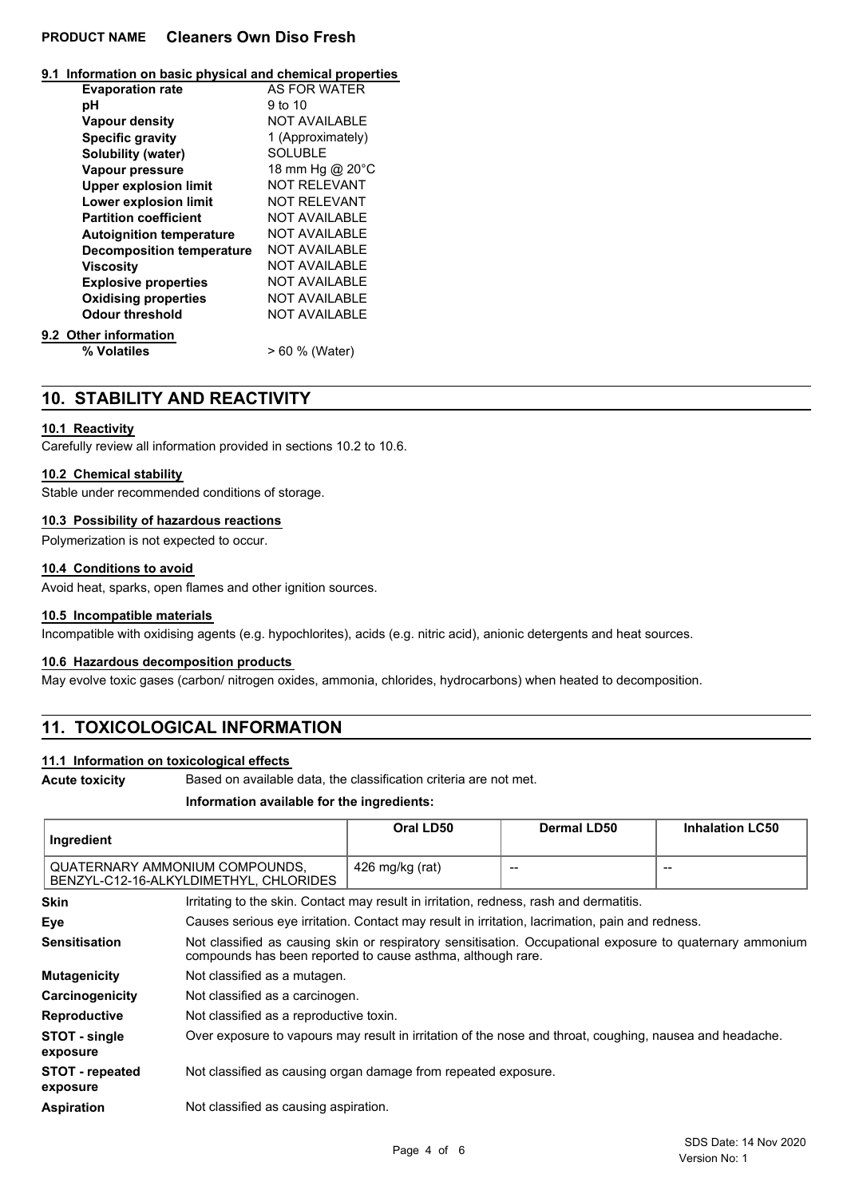### 9.1 Information on basic physical and chemical properties

| | |
|---|---|
| **Evaporation rate** | AS FOR WATER |
| **pH** | 9 to 10 |
| **Vapour density** | NOT AVAILABLE |
| **Specific gravity** | 1 (Approximately) |
| **Solubility (water)** | SOLUBLE |
| **Vapour pressure** | 18 mm Hg @ 20°C |
| **Upper explosion limit** | NOT RELEVANT |
| **Lower explosion limit** | NOT RELEVANT |
| **Partition coefficient** | NOT AVAILABLE |
| **Autoignition temperature** | NOT AVAILABLE |
| **Decomposition temperature** | NOT AVAILABLE |
| **Viscosity** | NOT AVAILABLE |
| **Explosive properties** | NOT AVAILABLE |
| **Oxidising properties** | NOT AVAILABLE |
| **Odour threshold** | NOT AVAILABLE |

### 9.2 Other information

| | |
|---|---|
| **% Volatiles** | > 60 % (Water) |

## 10. STABILITY AND REACTIVITY

### 10.1 Reactivity

Carefully review all information provided in sections 10.2 to 10.6.

### 10.2 Chemical stability

Stable under recommended conditions of storage.

### 10.3 Possibility of hazardous reactions

Polymerization is not expected to occur.

### 10.4 Conditions to avoid

Avoid heat, sparks, open flames and other ignition sources.

### 10.5 Incompatible materials

Incompatible with oxidising agents (e.g. hypochlorites), acids (e.g. nitric acid), anionic detergents and heat sources.

### 10.6 Hazardous decomposition products

May evolve toxic gases (carbon/ nitrogen oxides, ammonia, chlorides, hydrocarbons) when heated to decomposition.

## 11. TOXICOLOGICAL INFORMATION

### 11.1 Information on toxicological effects

**Acute toxicity** Based on available data, the classification criteria are not met.

**Information available for the ingredients:**

| Ingredient | Oral LD50 | Dermal LD50 | Inhalation LC50 |
|---|---|---|---|
| QUATERNARY AMMONIUM COMPOUNDS, BENZYL-C12-16-ALKYLDIMETHYL, CHLORIDES | 426 mg/kg (rat) | -- | -- |

| | |
|---|---|
| **Skin** | Irritating to the skin. Contact may result in irritation, redness, rash and dermatitis. |
| **Eye** | Causes serious eye irritation. Contact may result in irritation, lacrimation, pain and redness. |
| **Sensitisation** | Not classified as causing skin or respiratory sensitisation. Occupational exposure to quaternary ammonium compounds has been reported to cause asthma, although rare. |
| **Mutagenicity** | Not classified as a mutagen. |
| **Carcinogenicity** | Not classified as a carcinogen. |
| **Reproductive** | Not classified as a reproductive toxin. |
| **STOT - single exposure** | Over exposure to vapours may result in irritation of the nose and throat, coughing, nausea and headache. |
| **STOT - repeated exposure** | Not classified as causing organ damage from repeated exposure. |
| **Aspiration** | Not classified as causing aspiration. |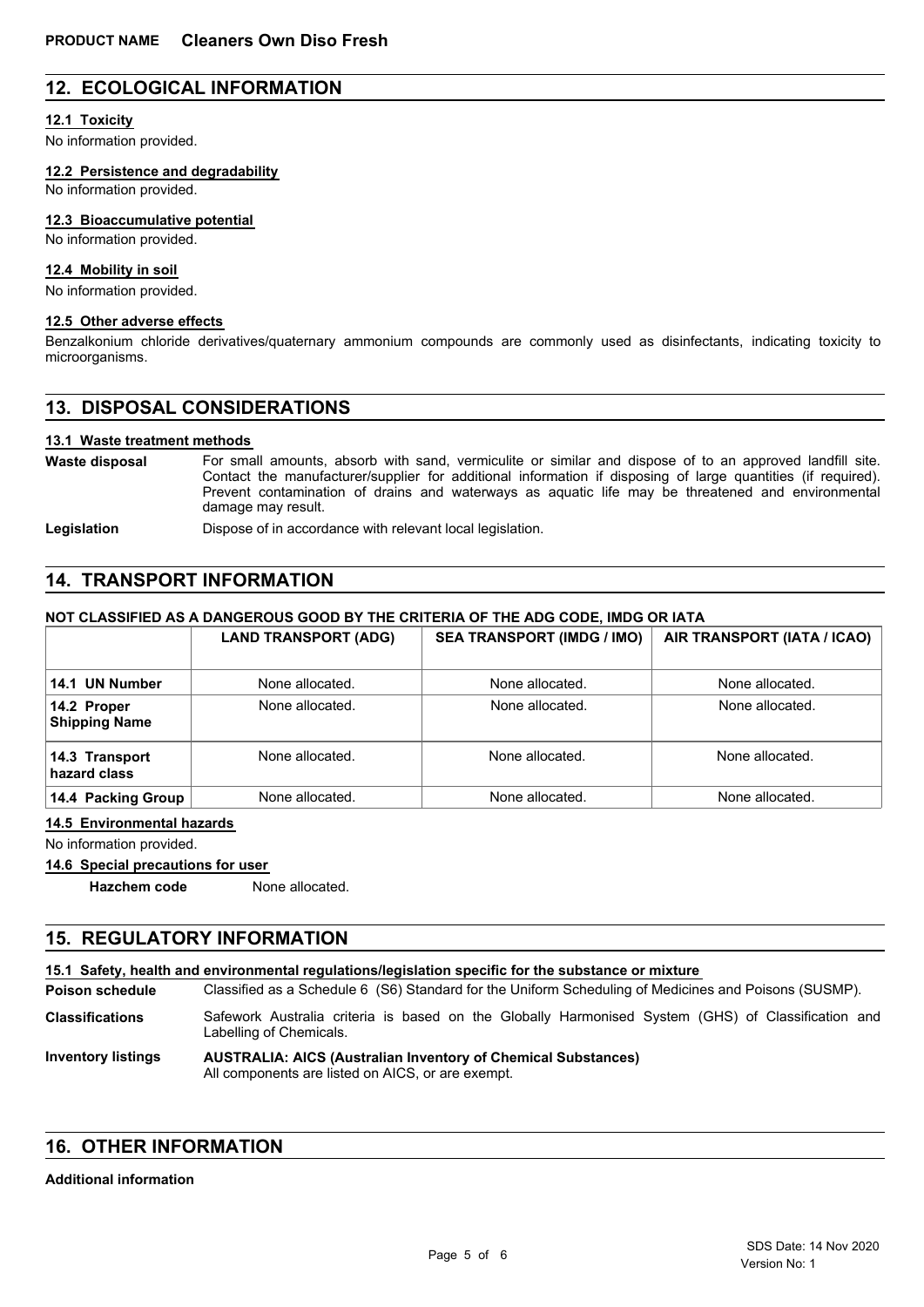## 12. ECOLOGICAL INFORMATION

### 12.1 Toxicity

No information provided.

### 12.2 Persistence and degradability

No information provided.

### 12.3 Bioaccumulative potential

No information provided.

### 12.4 Mobility in soil

No information provided.

### 12.5 Other adverse effects

Benzalkonium chloride derivatives/quaternary ammonium compounds are commonly used as disinfectants, indicating toxicity to microorganisms.

## 13. DISPOSAL CONSIDERATIONS

### 13.1 Waste treatment methods

**Waste disposal** For small amounts, absorb with sand, vermiculite or similar and dispose of to an approved landfill site. Contact the manufacturer/supplier for additional information if disposing of large quantities (if required). Prevent contamination of drains and waterways as aquatic life may be threatened and environmental damage may result.

**Legislation** Dispose of in accordance with relevant local legislation.

## 14. TRANSPORT INFORMATION

**NOT CLASSIFIED AS A DANGEROUS GOOD BY THE CRITERIA OF THE ADG CODE, IMDG OR IATA**

| | LAND TRANSPORT (ADG) | SEA TRANSPORT (IMDG / IMO) | AIR TRANSPORT (IATA / ICAO) |
|---|---|---|---|
| **14.1 UN Number** | None allocated. | None allocated. | None allocated. |
| **14.2 Proper Shipping Name** | None allocated. | None allocated. | None allocated. |
| **14.3 Transport hazard class** | None allocated. | None allocated. | None allocated. |
| **14.4 Packing Group** | None allocated. | None allocated. | None allocated. |

### 14.5 Environmental hazards

No information provided.

### 14.6 Special precautions for user

**Hazchem code** None allocated.

## 15. REGULATORY INFORMATION

### 15.1 Safety, health and environmental regulations/legislation specific for the substance or mixture

**Poison schedule** Classified as a Schedule 6 (S6) Standard for the Uniform Scheduling of Medicines and Poisons (SUSMP).

**Classifications** Safework Australia criteria is based on the Globally Harmonised System (GHS) of Classification and Labelling of Chemicals.

**Inventory listings** **AUSTRALIA: AICS (Australian Inventory of Chemical Substances)**
All components are listed on AICS, or are exempt.

## 16. OTHER INFORMATION

**Additional information**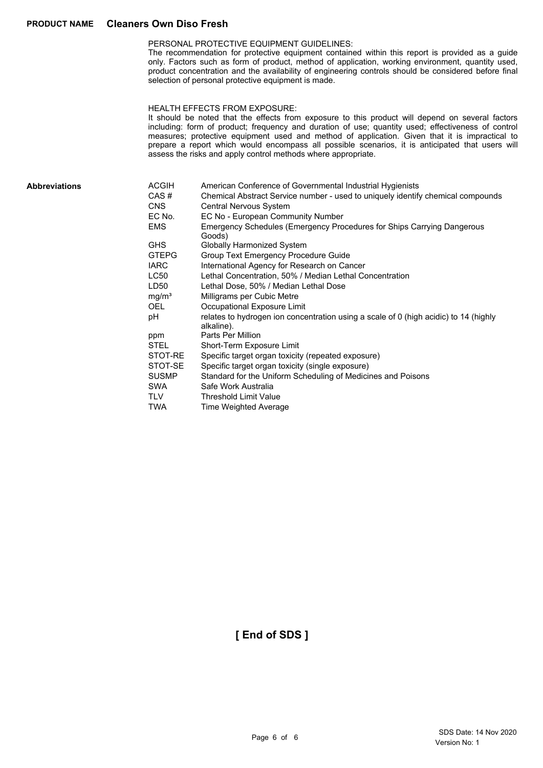PERSONAL PROTECTIVE EQUIPMENT GUIDELINES:
The recommendation for protective equipment contained within this report is provided as a guide only. Factors such as form of product, method of application, working environment, quantity used, product concentration and the availability of engineering controls should be considered before final selection of personal protective equipment is made.

HEALTH EFFECTS FROM EXPOSURE:
It should be noted that the effects from exposure to this product will depend on several factors including: form of product; frequency and duration of use; quantity used; effectiveness of control measures; protective equipment used and method of application. Given that it is impractical to prepare a report which would encompass all possible scenarios, it is anticipated that users will assess the risks and apply control methods where appropriate.

**Abbreviations**

| | |
|---|---|
| ACGIH | American Conference of Governmental Industrial Hygienists |
| CAS # | Chemical Abstract Service number - used to uniquely identify chemical compounds |
| CNS | Central Nervous System |
| EC No. | EC No - European Community Number |
| EMS | Emergency Schedules (Emergency Procedures for Ships Carrying Dangerous Goods) |
| GHS | Globally Harmonized System |
| GTEPG | Group Text Emergency Procedure Guide |
| IARC | International Agency for Research on Cancer |
| LC50 | Lethal Concentration, 50% / Median Lethal Concentration |
| LD50 | Lethal Dose, 50% / Median Lethal Dose |
| $mg/m^3$ | Milligrams per Cubic Metre |
| OEL | Occupational Exposure Limit |
| pH | relates to hydrogen ion concentration using a scale of 0 (high acidic) to 14 (highly alkaline). |
| ppm | Parts Per Million |
| STEL | Short-Term Exposure Limit |
| STOT-RE | Specific target organ toxicity (repeated exposure) |
| STOT-SE | Specific target organ toxicity (single exposure) |
| SUSMP | Standard for the Uniform Scheduling of Medicines and Poisons |
| SWA | Safe Work Australia |
| TLV | Threshold Limit Value |
| TWA | Time Weighted Average |

**[ End of SDS ]**

SDS Date: 14 Nov 2020
Version No: 1